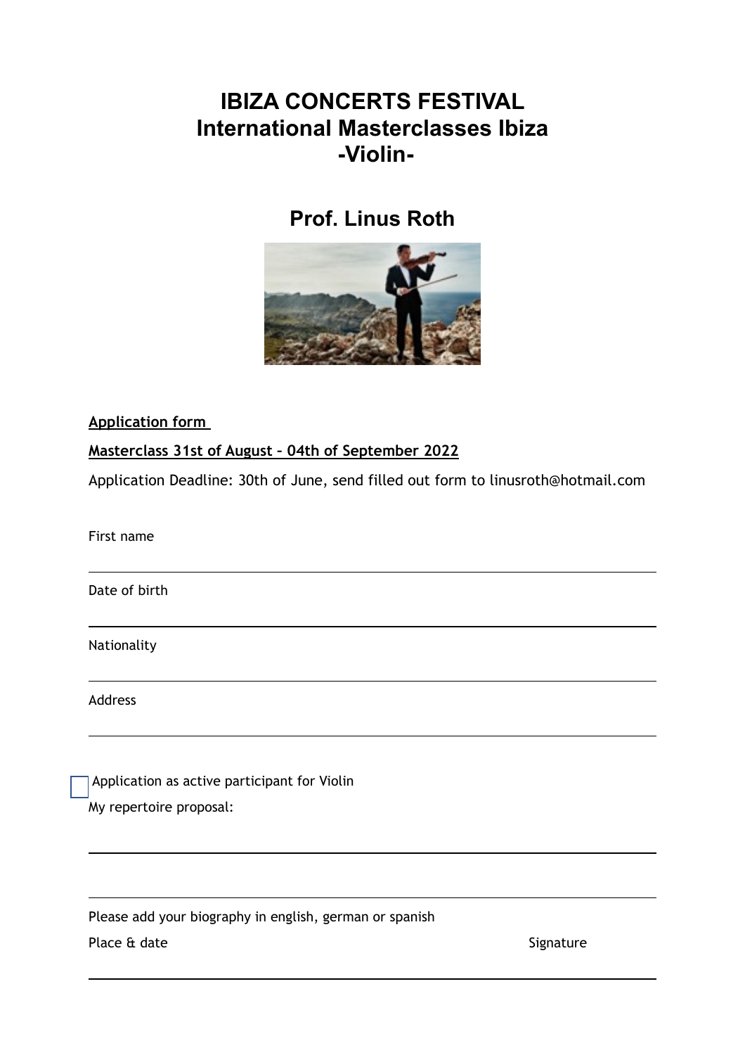# IBIZA CONCERTS FESTIVAL
# International Masterclasses Ibiza
# -Violin-

## Prof. Linus Roth

**Application form**

**Masterclass 31st of August – 04th of September 2022**

Application Deadline: 30th of June, send filled out form to linusroth@hotmail.com

First name

---

Date of birth

---

Nationality

---

Address

---

☐ Application as active participant for Violin

My repertoire proposal:

---

---

Please add your biography in english, german or spanish

Place & date Signature

---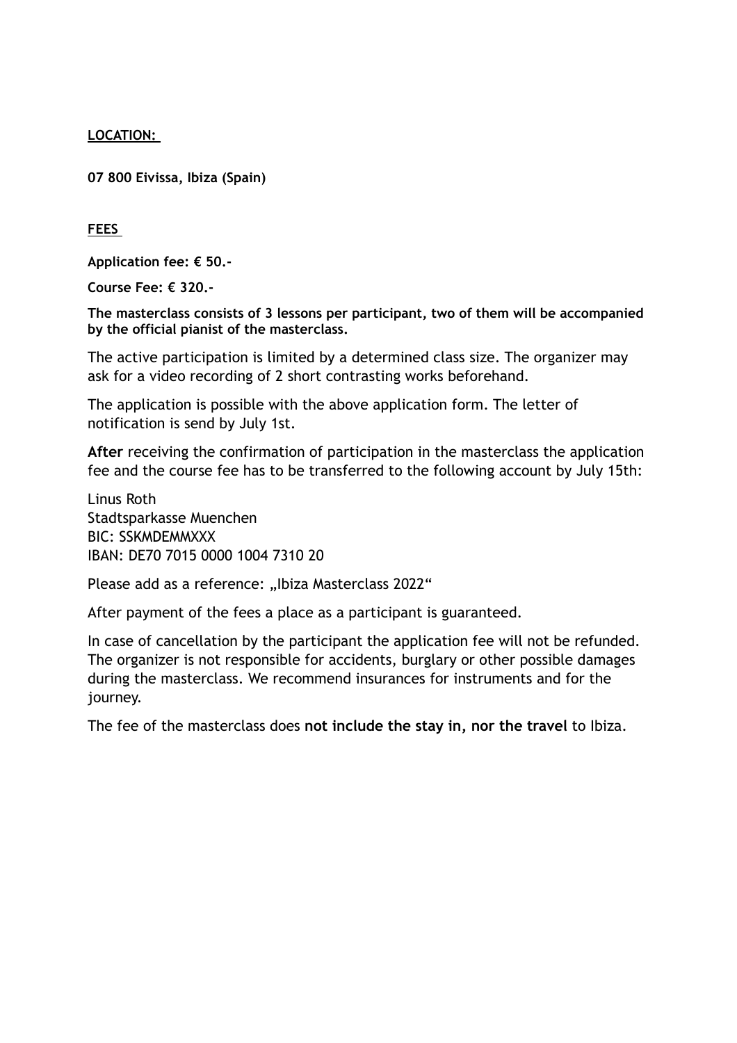**LOCATION:**

**07 800 Eivissa, Ibiza (Spain)**

**FEES**

**Application fee: € 50.-**

**Course Fee: € 320.-**

**The masterclass consists of 3 lessons per participant, two of them will be accompanied by the official pianist of the masterclass.**

The active participation is limited by a determined class size. The organizer may ask for a video recording of 2 short contrasting works beforehand.

The application is possible with the above application form. The letter of notification is send by July 1st.

**After** receiving the confirmation of participation in the masterclass the application fee and the course fee has to be transferred to the following account by July 15th:

Linus Roth
Stadtsparkasse Muenchen
BIC: SSKMDEMMXXX
IBAN: DE70 7015 0000 1004 7310 20

Please add as a reference: „Ibiza Masterclass 2022“

After payment of the fees a place as a participant is guaranteed.

In case of cancellation by the participant the application fee will not be refunded. The organizer is not responsible for accidents, burglary or other possible damages during the masterclass. We recommend insurances for instruments and for the journey.

The fee of the masterclass does **not include the stay in, nor the travel** to Ibiza.